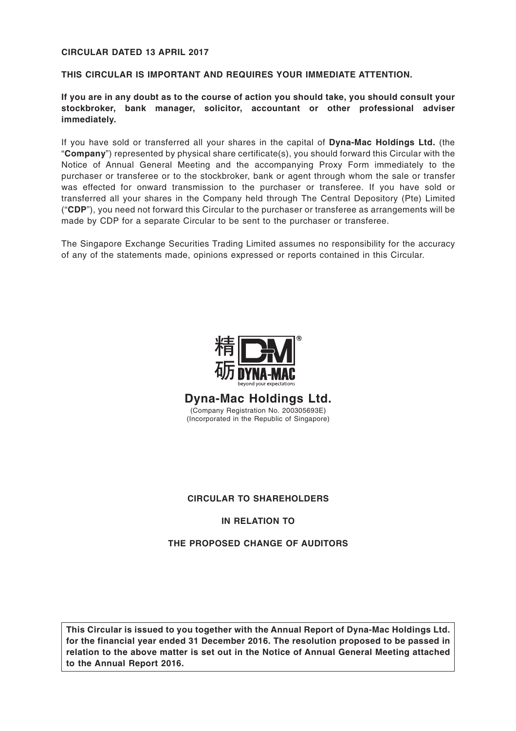**CIRCULAR DATED 13 APRIL 2017**

**THIS CIRCULAR IS IMPORTANT AND REQUIRES YOUR IMMEDIATE ATTENTION.**

**If you are in any doubt as to the course of action you should take, you should consult your stockbroker, bank manager, solicitor, accountant or other professional adviser immediately.**

If you have sold or transferred all your shares in the capital of **Dyna-Mac Holdings Ltd.** (the "**Company**") represented by physical share certificate(s), you should forward this Circular with the Notice of Annual General Meeting and the accompanying Proxy Form immediately to the purchaser or transferee or to the stockbroker, bank or agent through whom the sale or transfer was effected for onward transmission to the purchaser or transferee. If you have sold or transferred all your shares in the Company held through The Central Depository (Pte) Limited ("**CDP**"), you need not forward this Circular to the purchaser or transferee as arrangements will be made by CDP for a separate Circular to be sent to the purchaser or transferee.

The Singapore Exchange Securities Trading Limited assumes no responsibility for the accuracy of any of the statements made, opinions expressed or reports contained in this Circular.

精砺 DYNA-MAC
beyond your expectations

# Dyna-Mac Holdings Ltd.

(Company Registration No. 200305693E)
(Incorporated in the Republic of Singapore)

**CIRCULAR TO SHAREHOLDERS**

**IN RELATION TO**

**THE PROPOSED CHANGE OF AUDITORS**

**This Circular is issued to you together with the Annual Report of Dyna-Mac Holdings Ltd. for the financial year ended 31 December 2016. The resolution proposed to be passed in relation to the above matter is set out in the Notice of Annual General Meeting attached to the Annual Report 2016.**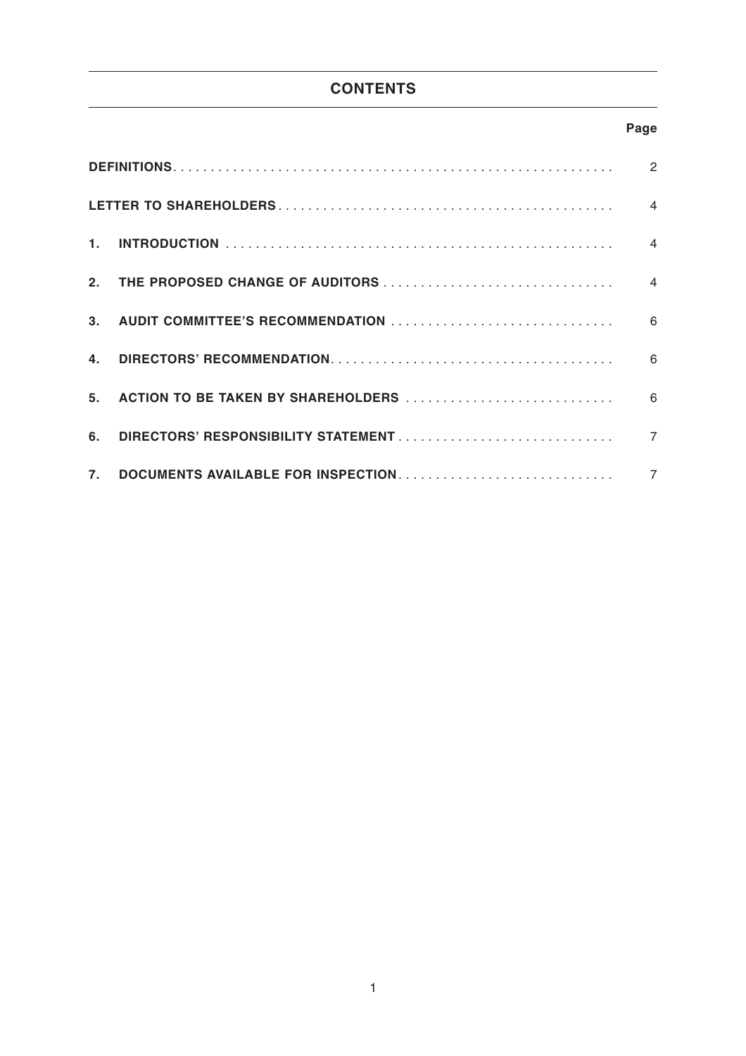# CONTENTS

| | Page |
|---|---|
| **DEFINITIONS** | 2 |
| **LETTER TO SHAREHOLDERS** | 4 |
| **1. INTRODUCTION** | 4 |
| **2. THE PROPOSED CHANGE OF AUDITORS** | 4 |
| **3. AUDIT COMMITTEE'S RECOMMENDATION** | 6 |
| **4. DIRECTORS' RECOMMENDATION** | 6 |
| **5. ACTION TO BE TAKEN BY SHAREHOLDERS** | 6 |
| **6. DIRECTORS' RESPONSIBILITY STATEMENT** | 7 |
| **7. DOCUMENTS AVAILABLE FOR INSPECTION** | 7 |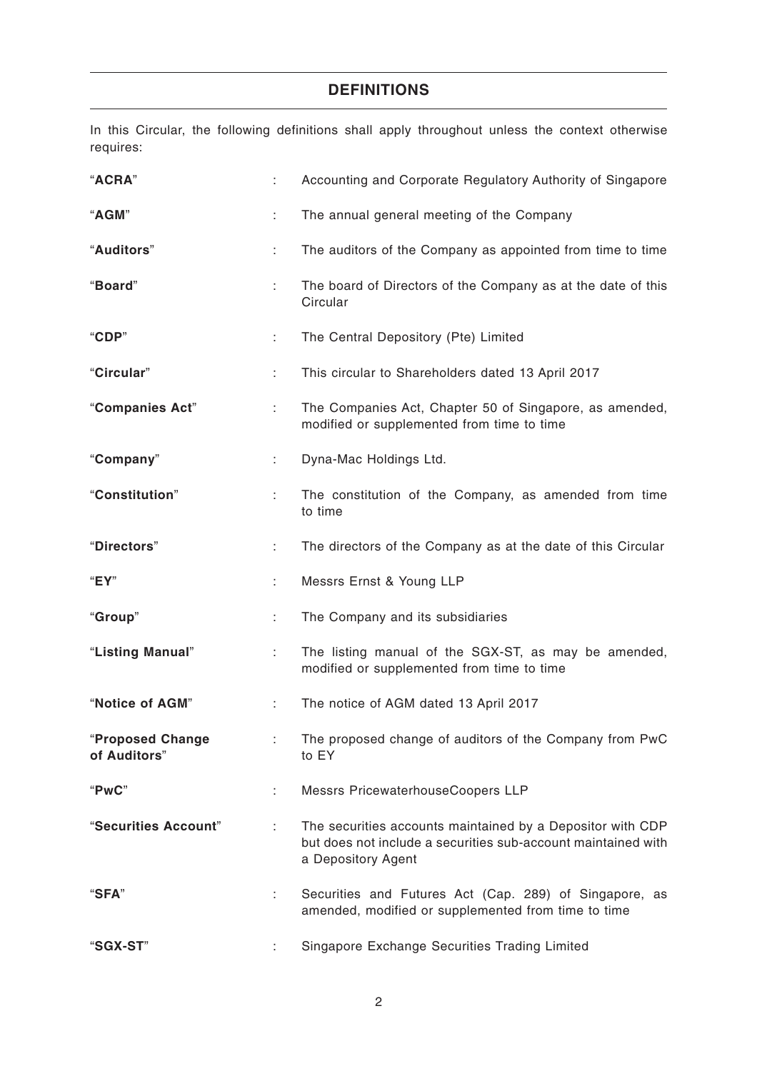## DEFINITIONS

In this Circular, the following definitions shall apply throughout unless the context otherwise requires:

| | | |
|---|---|---|
| "**ACRA**" | : | Accounting and Corporate Regulatory Authority of Singapore |
| "**AGM**" | : | The annual general meeting of the Company |
| "**Auditors**" | : | The auditors of the Company as appointed from time to time |
| "**Board**" | : | The board of Directors of the Company as at the date of this Circular |
| "**CDP**" | : | The Central Depository (Pte) Limited |
| "**Circular**" | : | This circular to Shareholders dated 13 April 2017 |
| "**Companies Act**" | : | The Companies Act, Chapter 50 of Singapore, as amended, modified or supplemented from time to time |
| "**Company**" | : | Dyna-Mac Holdings Ltd. |
| "**Constitution**" | : | The constitution of the Company, as amended from time to time |
| "**Directors**" | : | The directors of the Company as at the date of this Circular |
| "**EY**" | : | Messrs Ernst & Young LLP |
| "**Group**" | : | The Company and its subsidiaries |
| "**Listing Manual**" | : | The listing manual of the SGX-ST, as may be amended, modified or supplemented from time to time |
| "**Notice of AGM**" | : | The notice of AGM dated 13 April 2017 |
| "**Proposed Change of Auditors**" | : | The proposed change of auditors of the Company from PwC to EY |
| "**PwC**" | : | Messrs PricewaterhouseCoopers LLP |
| "**Securities Account**" | : | The securities accounts maintained by a Depositor with CDP but does not include a securities sub-account maintained with a Depository Agent |
| "**SFA**" | : | Securities and Futures Act (Cap. 289) of Singapore, as amended, modified or supplemented from time to time |
| "**SGX-ST**" | : | Singapore Exchange Securities Trading Limited |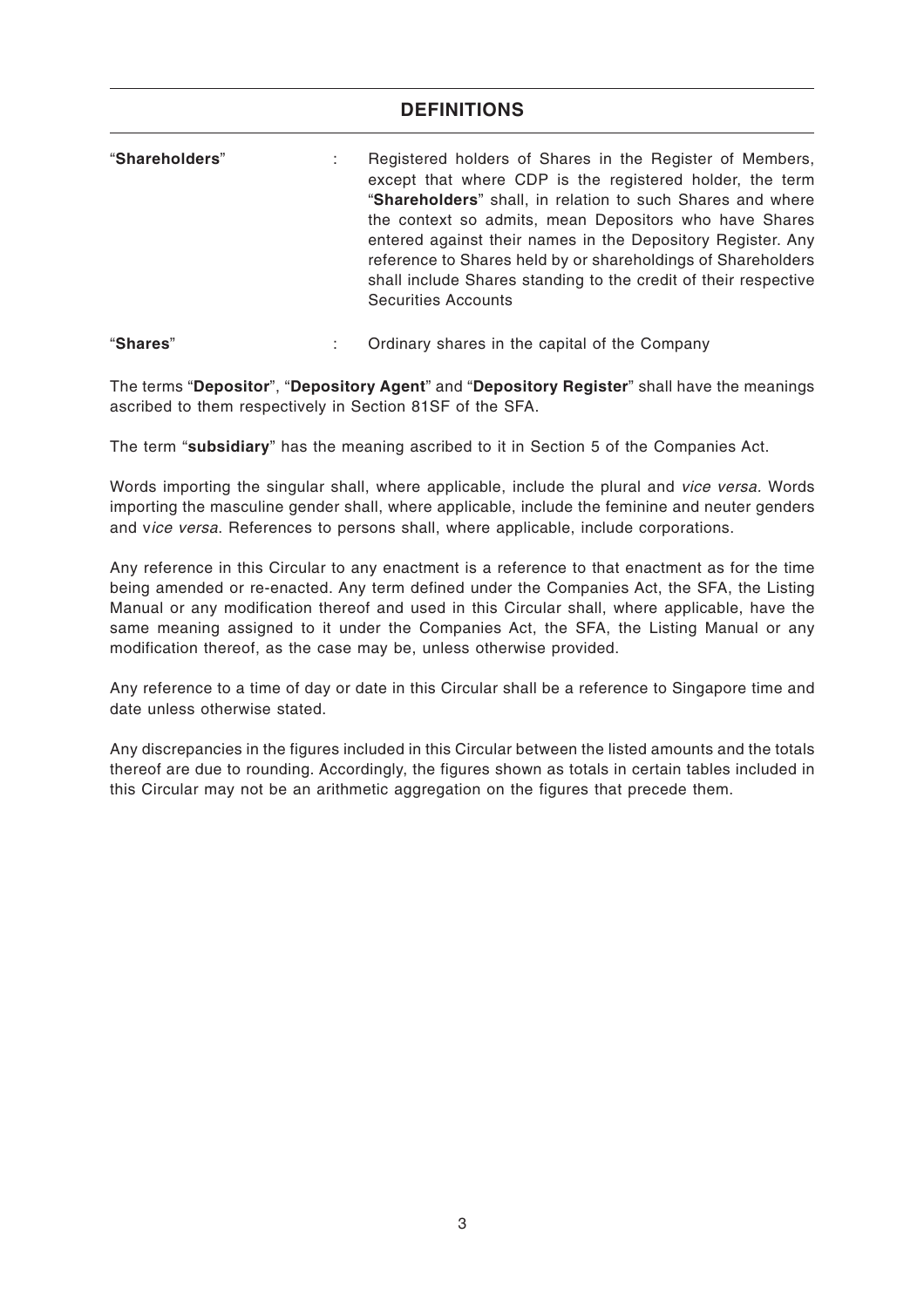## DEFINITIONS

| | | |
|---|---|---|
| "**Shareholders**" | : | Registered holders of Shares in the Register of Members, except that where CDP is the registered holder, the term "**Shareholders**" shall, in relation to such Shares and where the context so admits, mean Depositors who have Shares entered against their names in the Depository Register. Any reference to Shares held by or shareholdings of Shareholders shall include Shares standing to the credit of their respective Securities Accounts |
| "**Shares**" | : | Ordinary shares in the capital of the Company |

The terms "**Depositor**", "**Depository Agent**" and "**Depository Register**" shall have the meanings ascribed to them respectively in Section 81SF of the SFA.

The term "**subsidiary**" has the meaning ascribed to it in Section 5 of the Companies Act.

Words importing the singular shall, where applicable, include the plural and *vice versa.* Words importing the masculine gender shall, where applicable, include the feminine and neuter genders and v*ice versa*. References to persons shall, where applicable, include corporations.

Any reference in this Circular to any enactment is a reference to that enactment as for the time being amended or re-enacted. Any term defined under the Companies Act, the SFA, the Listing Manual or any modification thereof and used in this Circular shall, where applicable, have the same meaning assigned to it under the Companies Act, the SFA, the Listing Manual or any modification thereof, as the case may be, unless otherwise provided.

Any reference to a time of day or date in this Circular shall be a reference to Singapore time and date unless otherwise stated.

Any discrepancies in the figures included in this Circular between the listed amounts and the totals thereof are due to rounding. Accordingly, the figures shown as totals in certain tables included in this Circular may not be an arithmetic aggregation on the figures that precede them.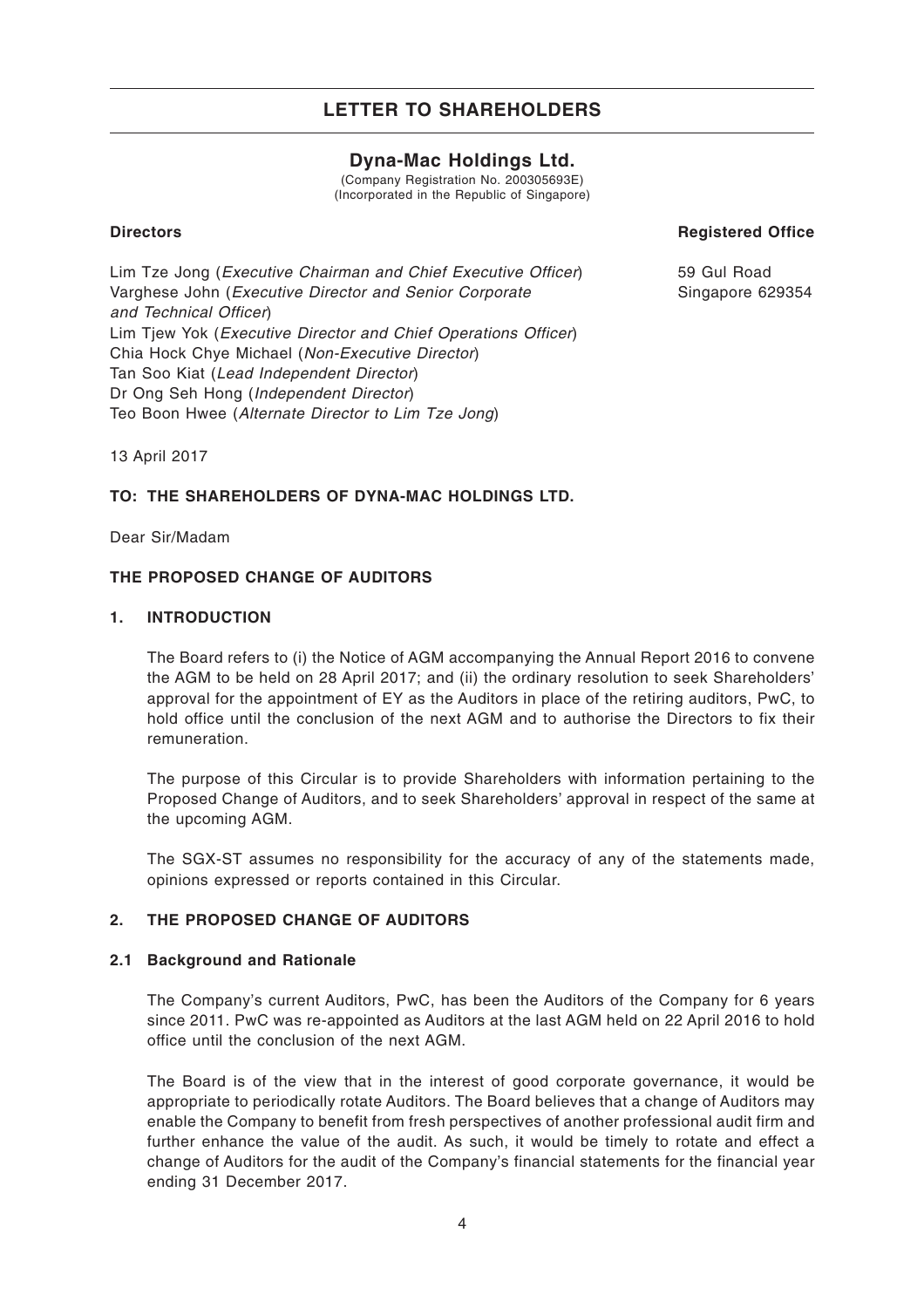# LETTER TO SHAREHOLDERS

## Dyna-Mac Holdings Ltd.

(Company Registration No. 200305693E)
(Incorporated in the Republic of Singapore)

**Directors**

Lim Tze Jong (*Executive Chairman and Chief Executive Officer*)
Varghese John (*Executive Director and Senior Corporate and Technical Officer*)
Lim Tjew Yok (*Executive Director and Chief Operations Officer*)
Chia Hock Chye Michael (*Non-Executive Director*)
Tan Soo Kiat (*Lead Independent Director*)
Dr Ong Seh Hong (*Independent Director*)
Teo Boon Hwee (*Alternate Director to Lim Tze Jong*)

**Registered Office**

59 Gul Road
Singapore 629354

13 April 2017

**TO: THE SHAREHOLDERS OF DYNA-MAC HOLDINGS LTD.**

Dear Sir/Madam

**THE PROPOSED CHANGE OF AUDITORS**

### 1. INTRODUCTION

The Board refers to (i) the Notice of AGM accompanying the Annual Report 2016 to convene the AGM to be held on 28 April 2017; and (ii) the ordinary resolution to seek Shareholders' approval for the appointment of EY as the Auditors in place of the retiring auditors, PwC, to hold office until the conclusion of the next AGM and to authorise the Directors to fix their remuneration.

The purpose of this Circular is to provide Shareholders with information pertaining to the Proposed Change of Auditors, and to seek Shareholders' approval in respect of the same at the upcoming AGM.

The SGX-ST assumes no responsibility for the accuracy of any of the statements made, opinions expressed or reports contained in this Circular.

### 2. THE PROPOSED CHANGE OF AUDITORS

#### 2.1 Background and Rationale

The Company's current Auditors, PwC, has been the Auditors of the Company for 6 years since 2011. PwC was re-appointed as Auditors at the last AGM held on 22 April 2016 to hold office until the conclusion of the next AGM.

The Board is of the view that in the interest of good corporate governance, it would be appropriate to periodically rotate Auditors. The Board believes that a change of Auditors may enable the Company to benefit from fresh perspectives of another professional audit firm and further enhance the value of the audit. As such, it would be timely to rotate and effect a change of Auditors for the audit of the Company's financial statements for the financial year ending 31 December 2017.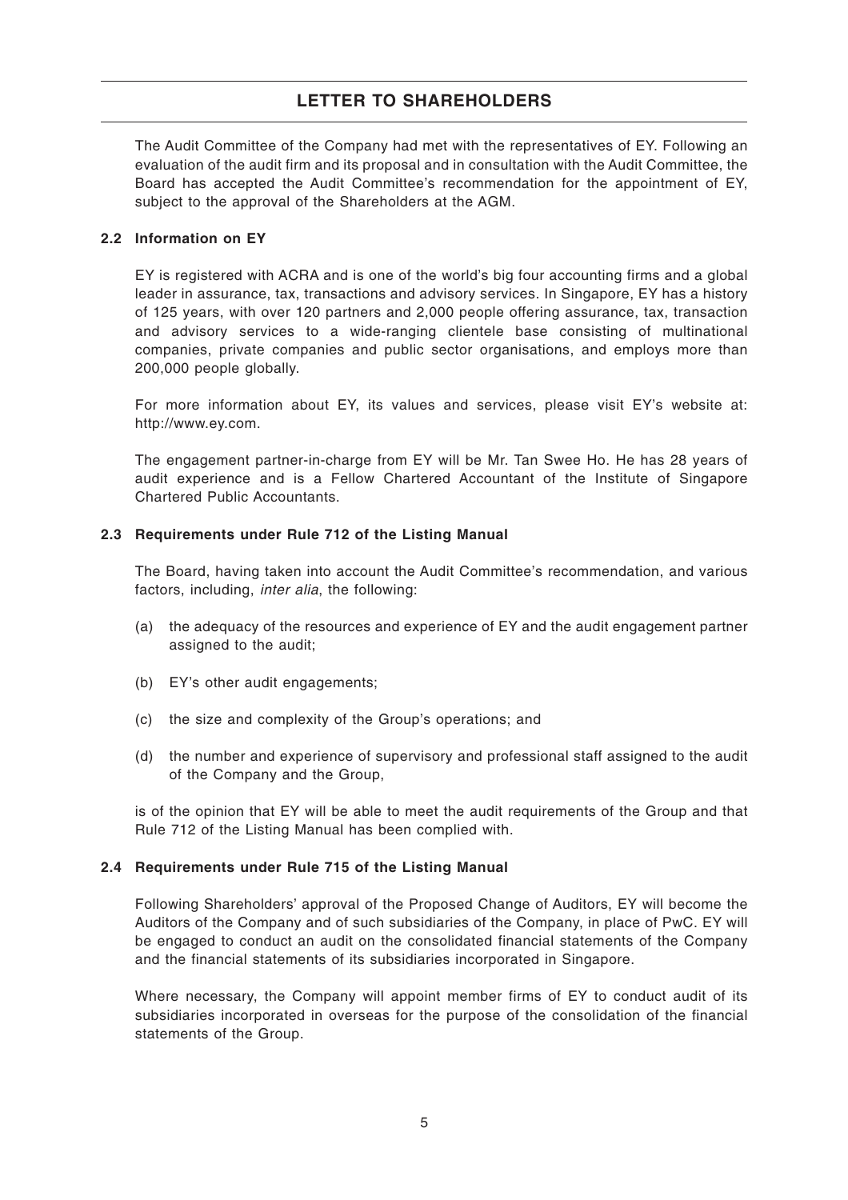# LETTER TO SHAREHOLDERS

The Audit Committee of the Company had met with the representatives of EY. Following an evaluation of the audit firm and its proposal and in consultation with the Audit Committee, the Board has accepted the Audit Committee's recommendation for the appointment of EY, subject to the approval of the Shareholders at the AGM.

### 2.2 Information on EY

EY is registered with ACRA and is one of the world's big four accounting firms and a global leader in assurance, tax, transactions and advisory services. In Singapore, EY has a history of 125 years, with over 120 partners and 2,000 people offering assurance, tax, transaction and advisory services to a wide-ranging clientele base consisting of multinational companies, private companies and public sector organisations, and employs more than 200,000 people globally.

For more information about EY, its values and services, please visit EY's website at: http://www.ey.com.

The engagement partner-in-charge from EY will be Mr. Tan Swee Ho. He has 28 years of audit experience and is a Fellow Chartered Accountant of the Institute of Singapore Chartered Public Accountants.

### 2.3 Requirements under Rule 712 of the Listing Manual

The Board, having taken into account the Audit Committee's recommendation, and various factors, including, *inter alia*, the following:

(a) the adequacy of the resources and experience of EY and the audit engagement partner assigned to the audit;

(b) EY's other audit engagements;

(c) the size and complexity of the Group's operations; and

(d) the number and experience of supervisory and professional staff assigned to the audit of the Company and the Group,

is of the opinion that EY will be able to meet the audit requirements of the Group and that Rule 712 of the Listing Manual has been complied with.

### 2.4 Requirements under Rule 715 of the Listing Manual

Following Shareholders' approval of the Proposed Change of Auditors, EY will become the Auditors of the Company and of such subsidiaries of the Company, in place of PwC. EY will be engaged to conduct an audit on the consolidated financial statements of the Company and the financial statements of its subsidiaries incorporated in Singapore.

Where necessary, the Company will appoint member firms of EY to conduct audit of its subsidiaries incorporated in overseas for the purpose of the consolidation of the financial statements of the Group.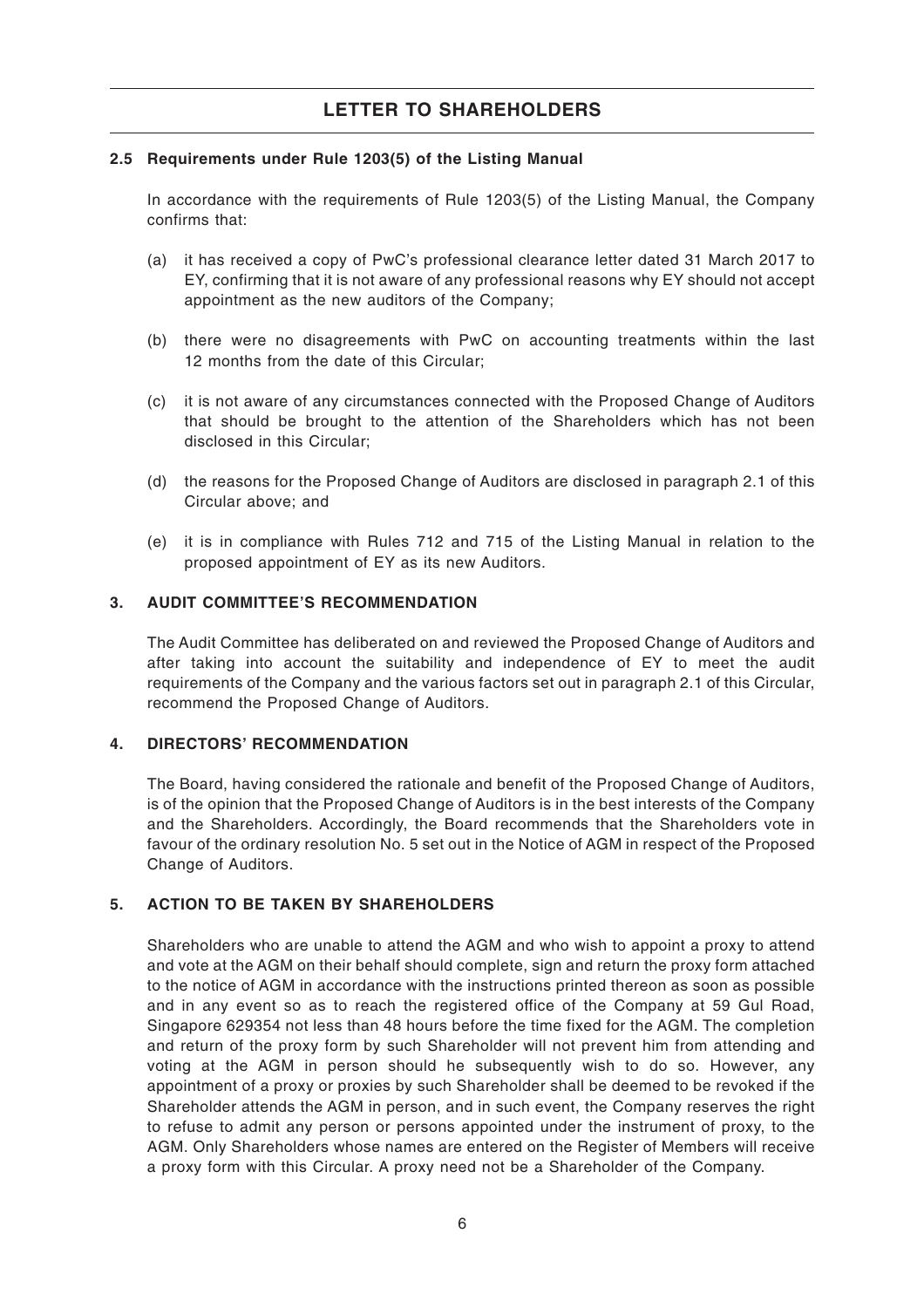# LETTER TO SHAREHOLDERS

### 2.5 Requirements under Rule 1203(5) of the Listing Manual

In accordance with the requirements of Rule 1203(5) of the Listing Manual, the Company confirms that:

(a) it has received a copy of PwC's professional clearance letter dated 31 March 2017 to EY, confirming that it is not aware of any professional reasons why EY should not accept appointment as the new auditors of the Company;

(b) there were no disagreements with PwC on accounting treatments within the last 12 months from the date of this Circular;

(c) it is not aware of any circumstances connected with the Proposed Change of Auditors that should be brought to the attention of the Shareholders which has not been disclosed in this Circular;

(d) the reasons for the Proposed Change of Auditors are disclosed in paragraph 2.1 of this Circular above; and

(e) it is in compliance with Rules 712 and 715 of the Listing Manual in relation to the proposed appointment of EY as its new Auditors.

## 3. AUDIT COMMITTEE'S RECOMMENDATION

The Audit Committee has deliberated on and reviewed the Proposed Change of Auditors and after taking into account the suitability and independence of EY to meet the audit requirements of the Company and the various factors set out in paragraph 2.1 of this Circular, recommend the Proposed Change of Auditors.

## 4. DIRECTORS' RECOMMENDATION

The Board, having considered the rationale and benefit of the Proposed Change of Auditors, is of the opinion that the Proposed Change of Auditors is in the best interests of the Company and the Shareholders. Accordingly, the Board recommends that the Shareholders vote in favour of the ordinary resolution No. 5 set out in the Notice of AGM in respect of the Proposed Change of Auditors.

## 5. ACTION TO BE TAKEN BY SHAREHOLDERS

Shareholders who are unable to attend the AGM and who wish to appoint a proxy to attend and vote at the AGM on their behalf should complete, sign and return the proxy form attached to the notice of AGM in accordance with the instructions printed thereon as soon as possible and in any event so as to reach the registered office of the Company at 59 Gul Road, Singapore 629354 not less than 48 hours before the time fixed for the AGM. The completion and return of the proxy form by such Shareholder will not prevent him from attending and voting at the AGM in person should he subsequently wish to do so. However, any appointment of a proxy or proxies by such Shareholder shall be deemed to be revoked if the Shareholder attends the AGM in person, and in such event, the Company reserves the right to refuse to admit any person or persons appointed under the instrument of proxy, to the AGM. Only Shareholders whose names are entered on the Register of Members will receive a proxy form with this Circular. A proxy need not be a Shareholder of the Company.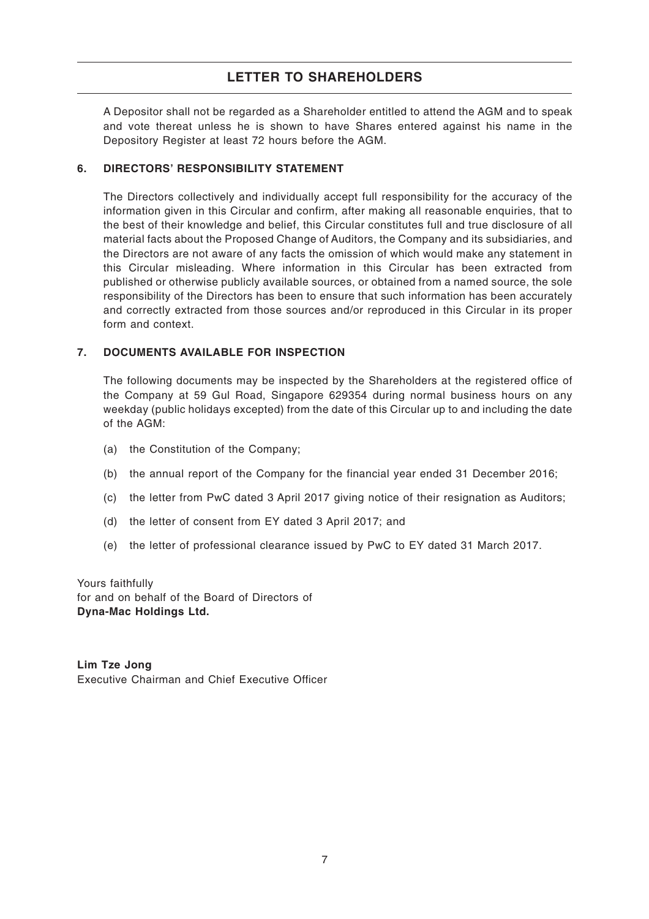## LETTER TO SHAREHOLDERS

A Depositor shall not be regarded as a Shareholder entitled to attend the AGM and to speak and vote thereat unless he is shown to have Shares entered against his name in the Depository Register at least 72 hours before the AGM.

### 6. DIRECTORS' RESPONSIBILITY STATEMENT

The Directors collectively and individually accept full responsibility for the accuracy of the information given in this Circular and confirm, after making all reasonable enquiries, that to the best of their knowledge and belief, this Circular constitutes full and true disclosure of all material facts about the Proposed Change of Auditors, the Company and its subsidiaries, and the Directors are not aware of any facts the omission of which would make any statement in this Circular misleading. Where information in this Circular has been extracted from published or otherwise publicly available sources, or obtained from a named source, the sole responsibility of the Directors has been to ensure that such information has been accurately and correctly extracted from those sources and/or reproduced in this Circular in its proper form and context.

### 7. DOCUMENTS AVAILABLE FOR INSPECTION

The following documents may be inspected by the Shareholders at the registered office of the Company at 59 Gul Road, Singapore 629354 during normal business hours on any weekday (public holidays excepted) from the date of this Circular up to and including the date of the AGM:

(a) the Constitution of the Company;

(b) the annual report of the Company for the financial year ended 31 December 2016;

(c) the letter from PwC dated 3 April 2017 giving notice of their resignation as Auditors;

(d) the letter of consent from EY dated 3 April 2017; and

(e) the letter of professional clearance issued by PwC to EY dated 31 March 2017.

Yours faithfully
for and on behalf of the Board of Directors of
**Dyna-Mac Holdings Ltd.**

**Lim Tze Jong**
Executive Chairman and Chief Executive Officer